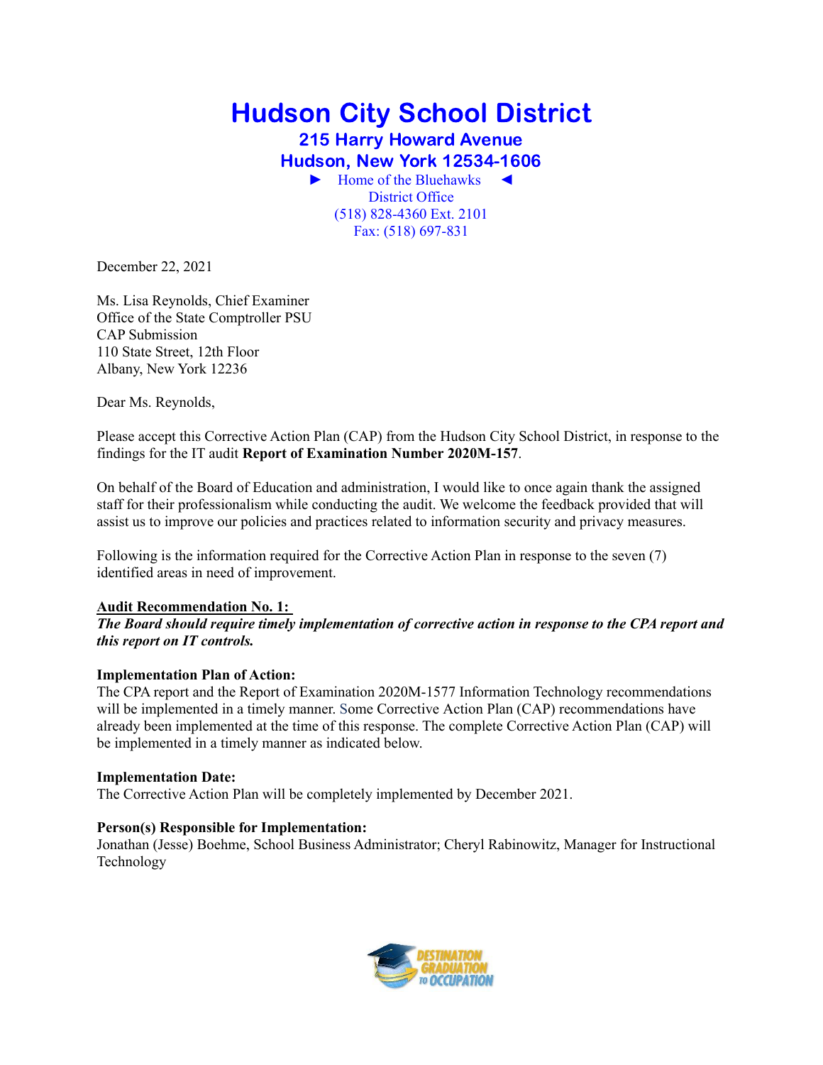# Hudson City School District

**215 Harry Howard Avenue**
**Hudson, New York 12534-1606**

► Home of the Bluehawks ◄
District Office
(518) 828-4360 Ext. 2101
Fax: (518) 697-831

December 22, 2021

Ms. Lisa Reynolds, Chief Examiner
Office of the State Comptroller PSU
CAP Submission
110 State Street, 12th Floor
Albany, New York 12236

Dear Ms. Reynolds,

Please accept this Corrective Action Plan (CAP) from the Hudson City School District, in response to the findings for the IT audit **Report of Examination Number 2020M-157**.

On behalf of the Board of Education and administration, I would like to once again thank the assigned staff for their professionalism while conducting the audit. We welcome the feedback provided that will assist us to improve our policies and practices related to information security and privacy measures.

Following is the information required for the Corrective Action Plan in response to the seven (7) identified areas in need of improvement.

**Audit Recommendation No. 1:**
***The Board should require timely implementation of corrective action in response to the CPA report and this report on IT controls.***

**Implementation Plan of Action:**
The CPA report and the Report of Examination 2020M-1577 Information Technology recommendations will be implemented in a timely manner. Some Corrective Action Plan (CAP) recommendations have already been implemented at the time of this response. The complete Corrective Action Plan (CAP) will be implemented in a timely manner as indicated below.

**Implementation Date:**
The Corrective Action Plan will be completely implemented by December 2021.

**Person(s) Responsible for Implementation:**
Jonathan (Jesse) Boehme, School Business Administrator; Cheryl Rabinowitz, Manager for Instructional Technology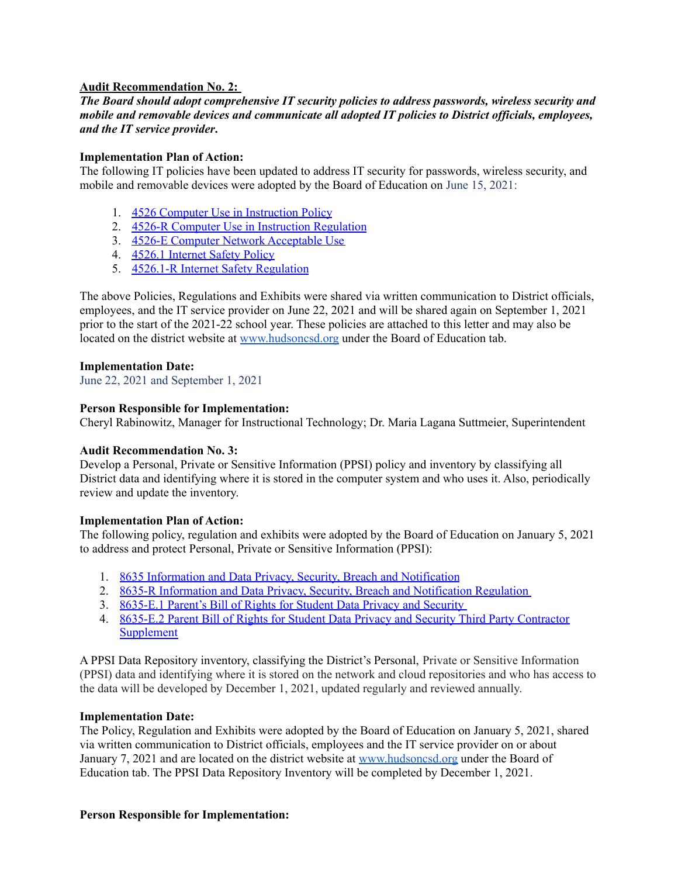**Audit Recommendation No. 2:**

***The Board should adopt comprehensive IT security policies to address passwords, wireless security and mobile and removable devices and communicate all adopted IT policies to District officials, employees, and the IT service provider.***

**Implementation Plan of Action:**

The following IT policies have been updated to address IT security for passwords, wireless security, and mobile and removable devices were adopted by the Board of Education on June 15, 2021:

1. 4526 Computer Use in Instruction Policy
2. 4526-R Computer Use in Instruction Regulation
3. 4526-E Computer Network Acceptable Use
4. 4526.1 Internet Safety Policy
5. 4526.1-R Internet Safety Regulation

The above Policies, Regulations and Exhibits were shared via written communication to District officials, employees, and the IT service provider on June 22, 2021 and will be shared again on September 1, 2021 prior to the start of the 2021-22 school year. These policies are attached to this letter and may also be located on the district website at www.hudsoncsd.org under the Board of Education tab.

**Implementation Date:**

June 22, 2021 and September 1, 2021

**Person Responsible for Implementation:**

Cheryl Rabinowitz, Manager for Instructional Technology; Dr. Maria Lagana Suttmeier, Superintendent

**Audit Recommendation No. 3:**

Develop a Personal, Private or Sensitive Information (PPSI) policy and inventory by classifying all District data and identifying where it is stored in the computer system and who uses it. Also, periodically review and update the inventory.

**Implementation Plan of Action:**

The following policy, regulation and exhibits were adopted by the Board of Education on January 5, 2021 to address and protect Personal, Private or Sensitive Information (PPSI):

1. 8635 Information and Data Privacy, Security, Breach and Notification
2. 8635-R Information and Data Privacy, Security, Breach and Notification Regulation
3. 8635-E.1 Parent's Bill of Rights for Student Data Privacy and Security
4. 8635-E.2 Parent Bill of Rights for Student Data Privacy and Security Third Party Contractor Supplement

A PPSI Data Repository inventory, classifying the District's Personal, Private or Sensitive Information (PPSI) data and identifying where it is stored on the network and cloud repositories and who has access to the data will be developed by December 1, 2021, updated regularly and reviewed annually.

**Implementation Date:**

The Policy, Regulation and Exhibits were adopted by the Board of Education on January 5, 2021, shared via written communication to District officials, employees and the IT service provider on or about January 7, 2021 and are located on the district website at www.hudsoncsd.org under the Board of Education tab. The PPSI Data Repository Inventory will be completed by December 1, 2021.

**Person Responsible for Implementation:**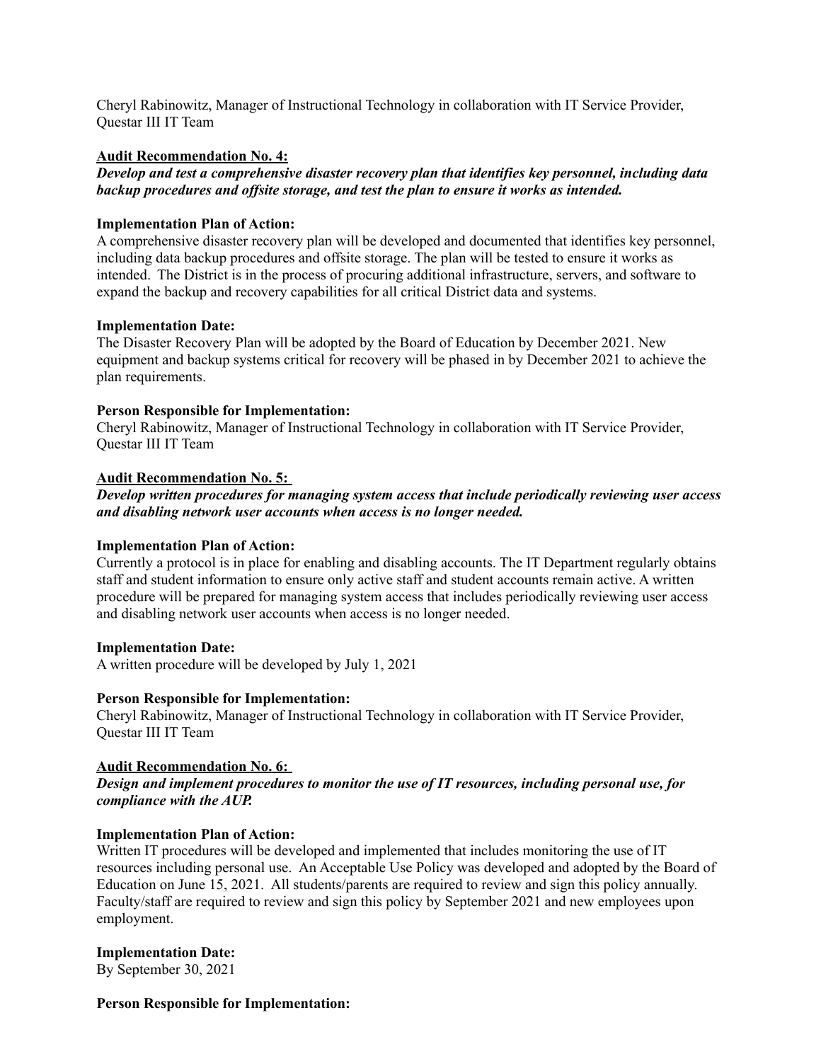Cheryl Rabinowitz, Manager of Instructional Technology in collaboration with IT Service Provider, Questar III IT Team

**Audit Recommendation No. 4:**

***Develop and test a comprehensive disaster recovery plan that identifies key personnel, including data backup procedures and offsite storage, and test the plan to ensure it works as intended.***

**Implementation Plan of Action:**

A comprehensive disaster recovery plan will be developed and documented that identifies key personnel, including data backup procedures and offsite storage. The plan will be tested to ensure it works as intended. The District is in the process of procuring additional infrastructure, servers, and software to expand the backup and recovery capabilities for all critical District data and systems.

**Implementation Date:**

The Disaster Recovery Plan will be adopted by the Board of Education by December 2021. New equipment and backup systems critical for recovery will be phased in by December 2021 to achieve the plan requirements.

**Person Responsible for Implementation:**

Cheryl Rabinowitz, Manager of Instructional Technology in collaboration with IT Service Provider, Questar III IT Team

**Audit Recommendation No. 5:**

***Develop written procedures for managing system access that include periodically reviewing user access and disabling network user accounts when access is no longer needed.***

**Implementation Plan of Action:**

Currently a protocol is in place for enabling and disabling accounts. The IT Department regularly obtains staff and student information to ensure only active staff and student accounts remain active. A written procedure will be prepared for managing system access that includes periodically reviewing user access and disabling network user accounts when access is no longer needed.

**Implementation Date:**

A written procedure will be developed by July 1, 2021

**Person Responsible for Implementation:**

Cheryl Rabinowitz, Manager of Instructional Technology in collaboration with IT Service Provider, Questar III IT Team

**Audit Recommendation No. 6:**

***Design and implement procedures to monitor the use of IT resources, including personal use, for compliance with the AUP.***

**Implementation Plan of Action:**

Written IT procedures will be developed and implemented that includes monitoring the use of IT resources including personal use. An Acceptable Use Policy was developed and adopted by the Board of Education on June 15, 2021. All students/parents are required to review and sign this policy annually. Faculty/staff are required to review and sign this policy by September 2021 and new employees upon employment.

**Implementation Date:**

By September 30, 2021

**Person Responsible for Implementation:**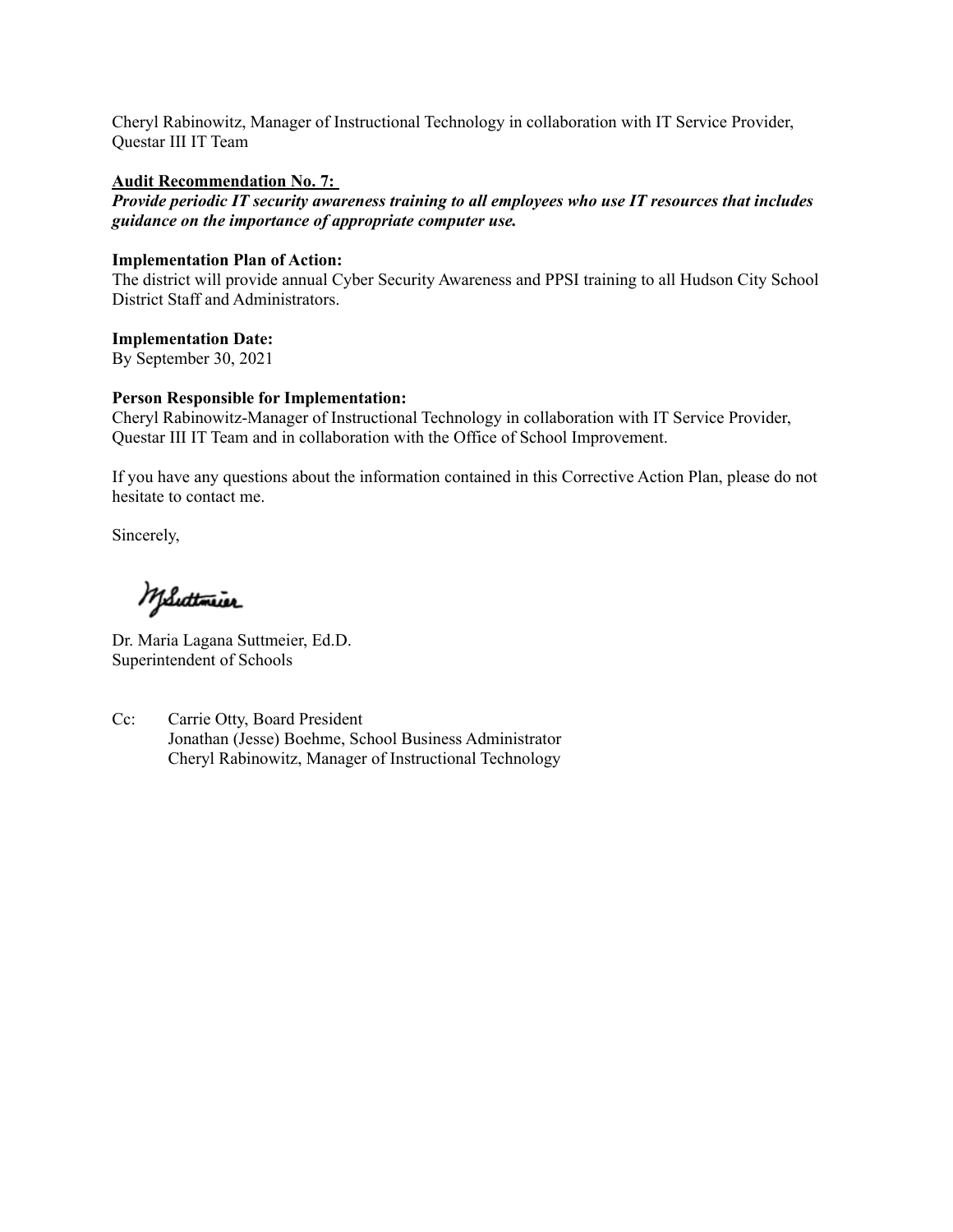Cheryl Rabinowitz, Manager of Instructional Technology in collaboration with IT Service Provider, Questar III IT Team

**Audit Recommendation No. 7:**

***Provide periodic IT security awareness training to all employees who use IT resources that includes guidance on the importance of appropriate computer use.***

**Implementation Plan of Action:**

The district will provide annual Cyber Security Awareness and PPSI training to all Hudson City School District Staff and Administrators.

**Implementation Date:**

By September 30, 2021

**Person Responsible for Implementation:**

Cheryl Rabinowitz-Manager of Instructional Technology in collaboration with IT Service Provider, Questar III IT Team and in collaboration with the Office of School Improvement.

If you have any questions about the information contained in this Corrective Action Plan, please do not hesitate to contact me.

Sincerely,

Dr. Maria Lagana Suttmeier, Ed.D.
Superintendent of Schools

Cc: Carrie Otty, Board President
Jonathan (Jesse) Boehme, School Business Administrator
Cheryl Rabinowitz, Manager of Instructional Technology